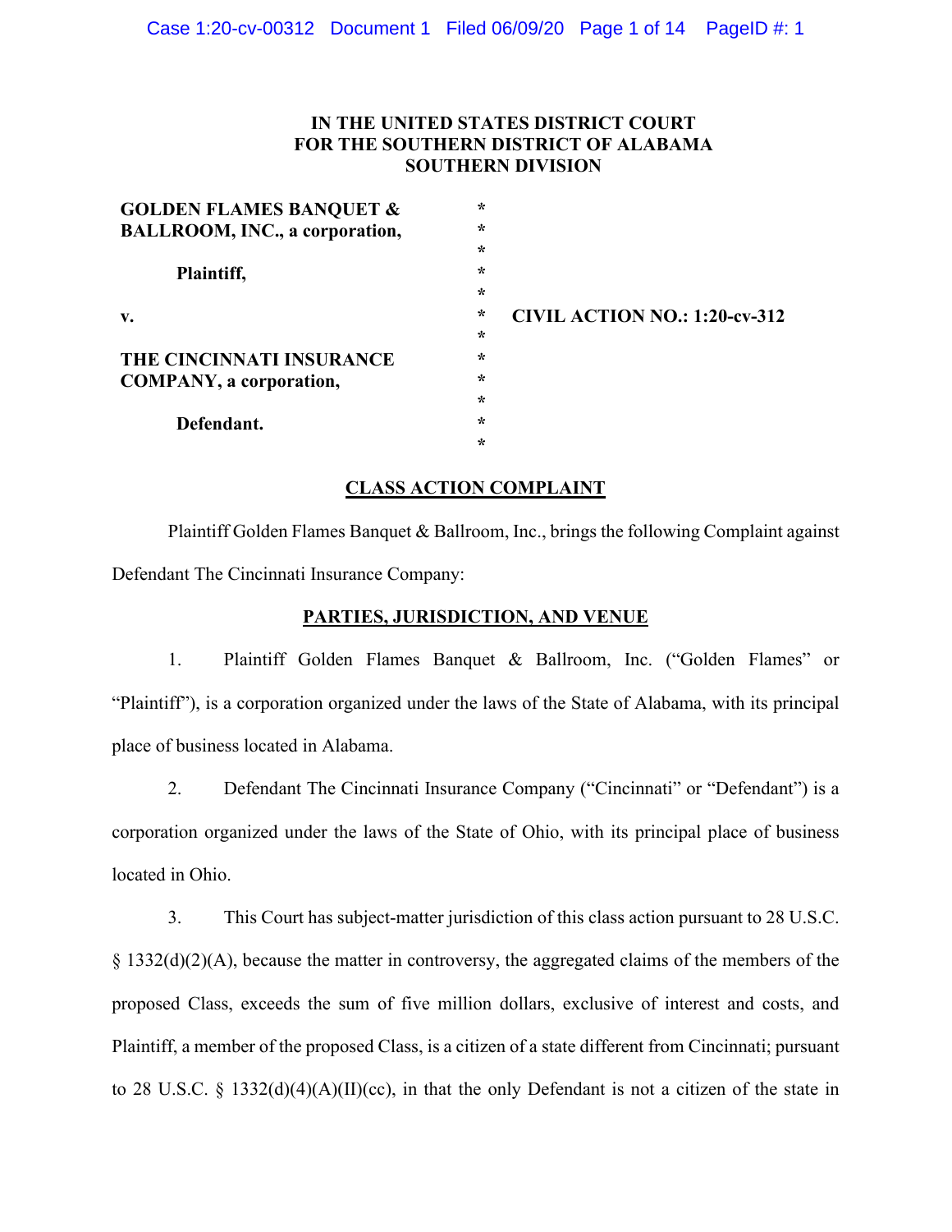# IN THE UNITED STATES DISTRICT COURT FOR THE SOUTHERN DISTRICT OF ALABAMA SOUTHERN DIVISION

**GOLDEN FLAMES BANQUET & BALLROOM, INC., a corporation,**

**Plaintiff,**

**v.**

**CIVIL ACTION NO.: 1:20-cv-312**

**THE CINCINNATI INSURANCE COMPANY, a corporation,**

**Defendant.**

## CLASS ACTION COMPLAINT

Plaintiff Golden Flames Banquet & Ballroom, Inc., brings the following Complaint against Defendant The Cincinnati Insurance Company:

## PARTIES, JURISDICTION, AND VENUE

1. Plaintiff Golden Flames Banquet & Ballroom, Inc. ("Golden Flames" or "Plaintiff"), is a corporation organized under the laws of the State of Alabama, with its principal place of business located in Alabama.

2. Defendant The Cincinnati Insurance Company ("Cincinnati" or "Defendant") is a corporation organized under the laws of the State of Ohio, with its principal place of business located in Ohio.

3. This Court has subject-matter jurisdiction of this class action pursuant to 28 U.S.C. § 1332(d)(2)(A), because the matter in controversy, the aggregated claims of the members of the proposed Class, exceeds the sum of five million dollars, exclusive of interest and costs, and Plaintiff, a member of the proposed Class, is a citizen of a state different from Cincinnati; pursuant to 28 U.S.C. § 1332(d)(4)(A)(II)(cc), in that the only Defendant is not a citizen of the state in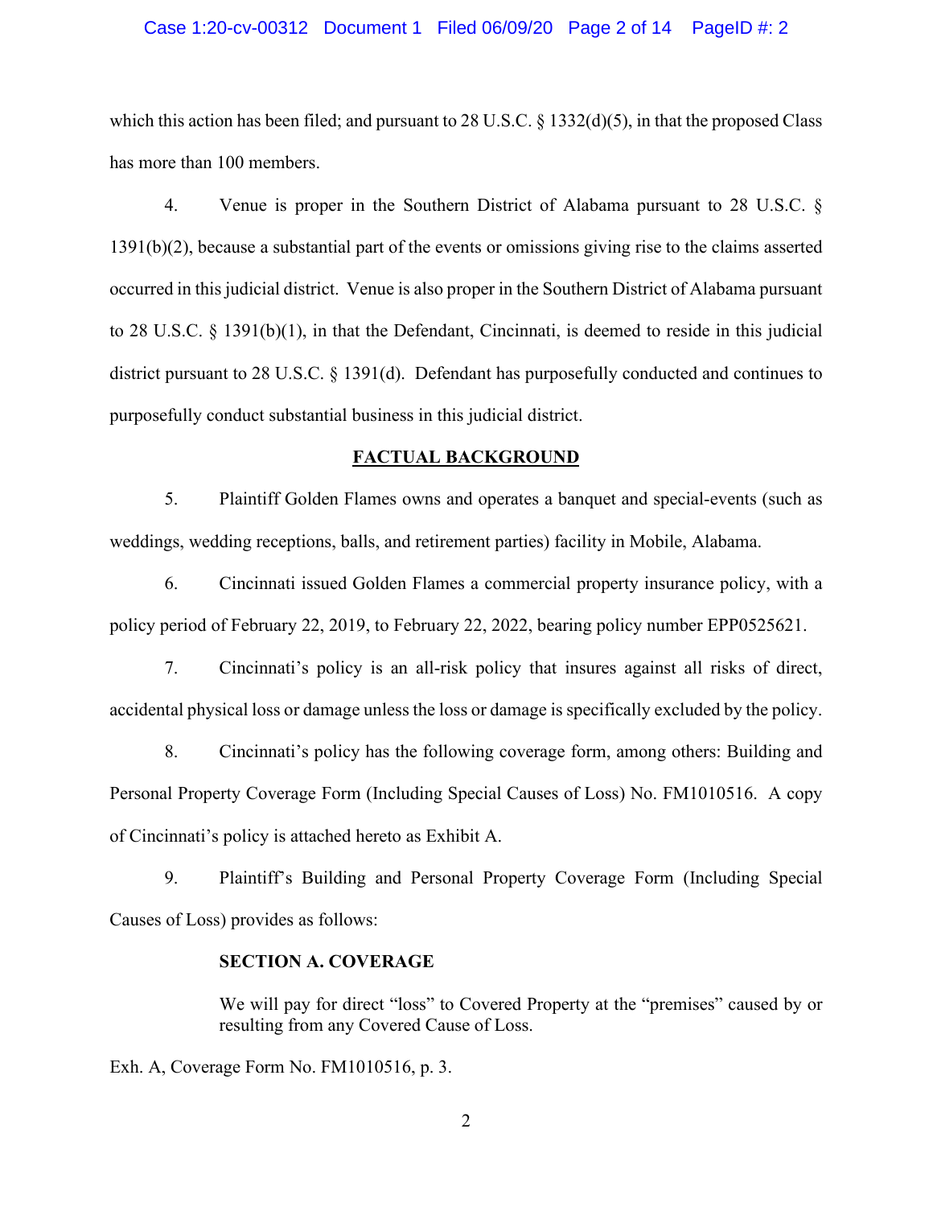which this action has been filed; and pursuant to 28 U.S.C. § 1332(d)(5), in that the proposed Class has more than 100 members.

4. Venue is proper in the Southern District of Alabama pursuant to 28 U.S.C. § 1391(b)(2), because a substantial part of the events or omissions giving rise to the claims asserted occurred in this judicial district. Venue is also proper in the Southern District of Alabama pursuant to 28 U.S.C. § 1391(b)(1), in that the Defendant, Cincinnati, is deemed to reside in this judicial district pursuant to 28 U.S.C. § 1391(d). Defendant has purposefully conducted and continues to purposefully conduct substantial business in this judicial district.

## FACTUAL BACKGROUND

5. Plaintiff Golden Flames owns and operates a banquet and special-events (such as weddings, wedding receptions, balls, and retirement parties) facility in Mobile, Alabama.

6. Cincinnati issued Golden Flames a commercial property insurance policy, with a policy period of February 22, 2019, to February 22, 2022, bearing policy number EPP0525621.

7. Cincinnati's policy is an all-risk policy that insures against all risks of direct, accidental physical loss or damage unless the loss or damage is specifically excluded by the policy.

8. Cincinnati's policy has the following coverage form, among others: Building and Personal Property Coverage Form (Including Special Causes of Loss) No. FM1010516. A copy of Cincinnati's policy is attached hereto as Exhibit A.

9. Plaintiff's Building and Personal Property Coverage Form (Including Special Causes of Loss) provides as follows:

> **SECTION A. COVERAGE**
>
> We will pay for direct "loss" to Covered Property at the "premises" caused by or resulting from any Covered Cause of Loss.

Exh. A, Coverage Form No. FM1010516, p. 3.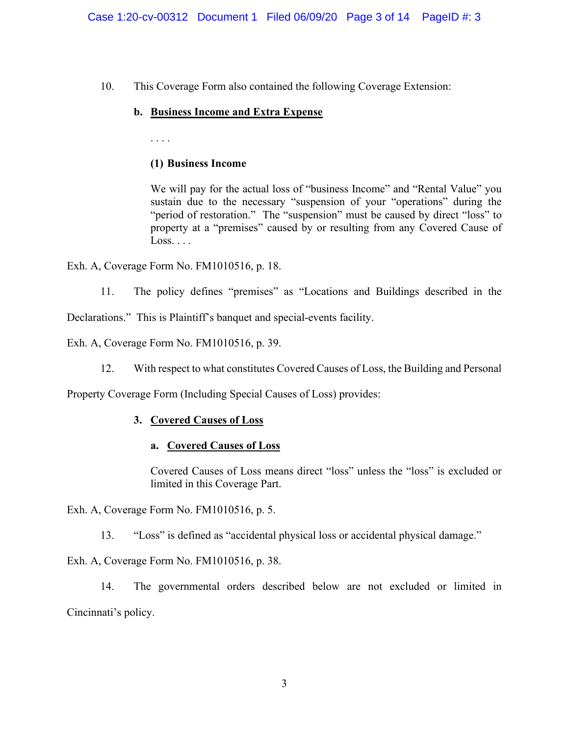10. This Coverage Form also contained the following Coverage Extension:

> **b. <u>Business Income and Extra Expense</u>**
>
> . . . .
>
> **(1) Business Income**
>
> We will pay for the actual loss of "business Income" and "Rental Value" you sustain due to the necessary "suspension of your "operations" during the "period of restoration." The "suspension" must be caused by direct "loss" to property at a "premises" caused by or resulting from any Covered Cause of Loss. . . .

Exh. A, Coverage Form No. FM1010516, p. 18.

11. The policy defines "premises" as "Locations and Buildings described in the Declarations." This is Plaintiff's banquet and special-events facility.

Exh. A, Coverage Form No. FM1010516, p. 39.

12. With respect to what constitutes Covered Causes of Loss, the Building and Personal Property Coverage Form (Including Special Causes of Loss) provides:

> **3. <u>Covered Causes of Loss</u>**
>
> **a. <u>Covered Causes of Loss</u>**
>
> Covered Causes of Loss means direct "loss" unless the "loss" is excluded or limited in this Coverage Part.

Exh. A, Coverage Form No. FM1010516, p. 5.

13. "Loss" is defined as "accidental physical loss or accidental physical damage."

Exh. A, Coverage Form No. FM1010516, p. 38.

14. The governmental orders described below are not excluded or limited in Cincinnati's policy.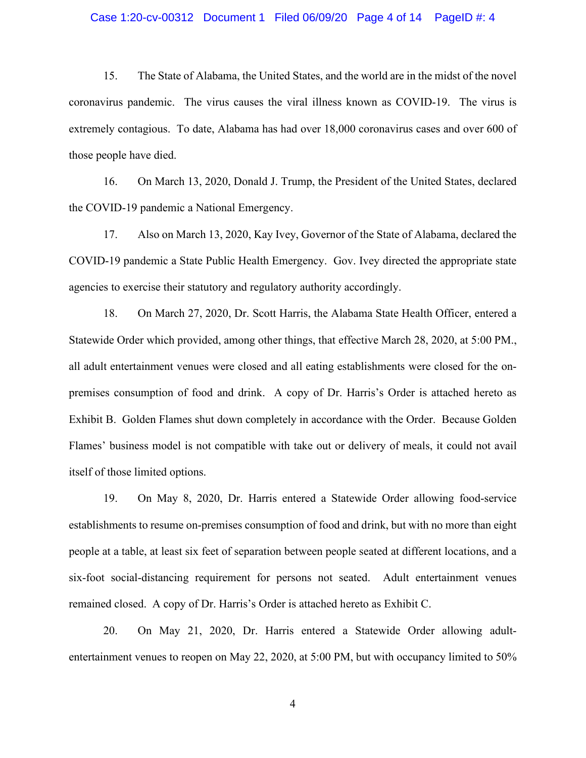15. The State of Alabama, the United States, and the world are in the midst of the novel coronavirus pandemic. The virus causes the viral illness known as COVID-19. The virus is extremely contagious. To date, Alabama has had over 18,000 coronavirus cases and over 600 of those people have died.

16. On March 13, 2020, Donald J. Trump, the President of the United States, declared the COVID-19 pandemic a National Emergency.

17. Also on March 13, 2020, Kay Ivey, Governor of the State of Alabama, declared the COVID-19 pandemic a State Public Health Emergency. Gov. Ivey directed the appropriate state agencies to exercise their statutory and regulatory authority accordingly.

18. On March 27, 2020, Dr. Scott Harris, the Alabama State Health Officer, entered a Statewide Order which provided, among other things, that effective March 28, 2020, at 5:00 PM., all adult entertainment venues were closed and all eating establishments were closed for the on-premises consumption of food and drink. A copy of Dr. Harris's Order is attached hereto as Exhibit B. Golden Flames shut down completely in accordance with the Order. Because Golden Flames' business model is not compatible with take out or delivery of meals, it could not avail itself of those limited options.

19. On May 8, 2020, Dr. Harris entered a Statewide Order allowing food-service establishments to resume on-premises consumption of food and drink, but with no more than eight people at a table, at least six feet of separation between people seated at different locations, and a six-foot social-distancing requirement for persons not seated. Adult entertainment venues remained closed. A copy of Dr. Harris's Order is attached hereto as Exhibit C.

20. On May 21, 2020, Dr. Harris entered a Statewide Order allowing adult-entertainment venues to reopen on May 22, 2020, at 5:00 PM, but with occupancy limited to 50%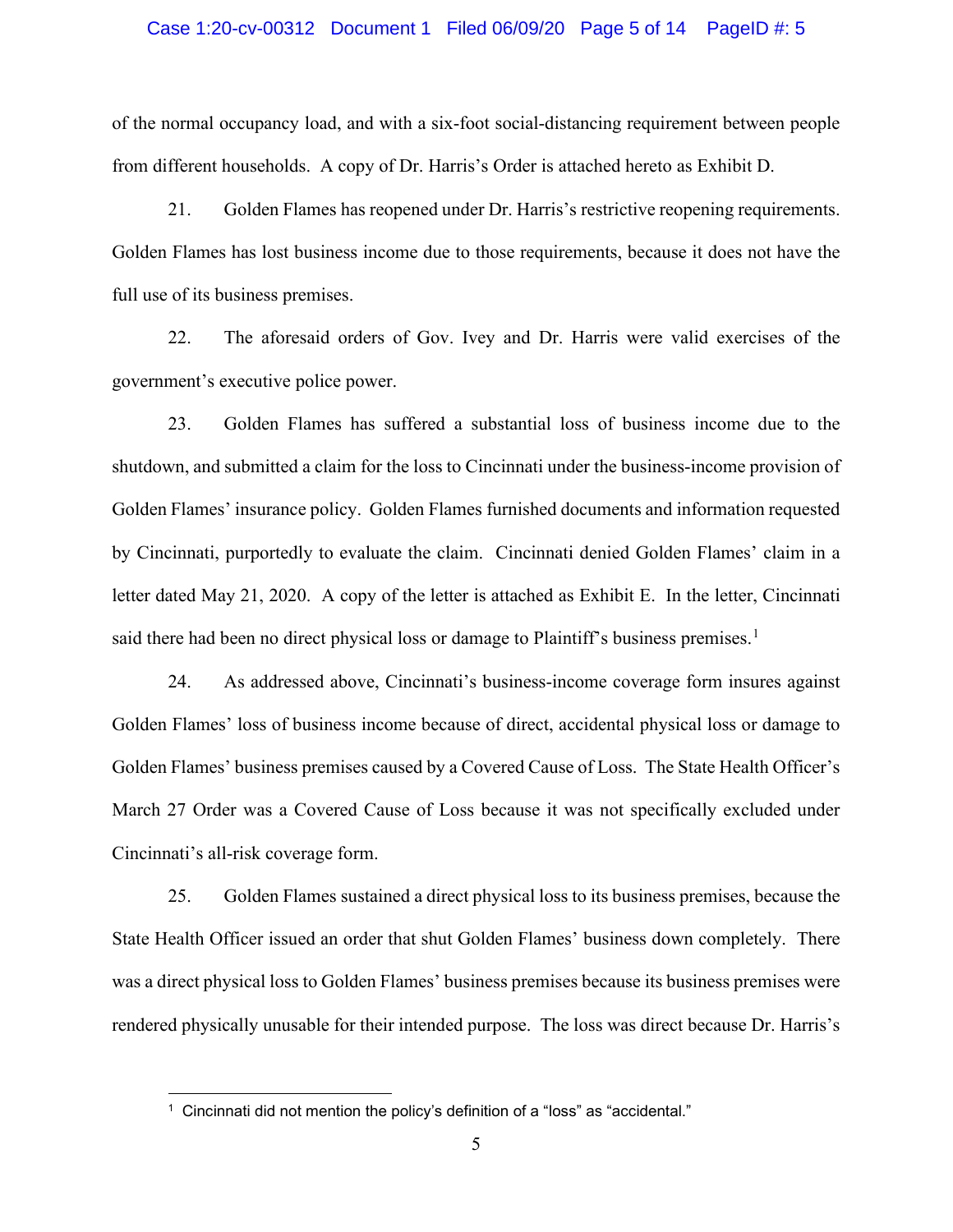of the normal occupancy load, and with a six-foot social-distancing requirement between people from different households. A copy of Dr. Harris's Order is attached hereto as Exhibit D.

21. Golden Flames has reopened under Dr. Harris's restrictive reopening requirements. Golden Flames has lost business income due to those requirements, because it does not have the full use of its business premises.

22. The aforesaid orders of Gov. Ivey and Dr. Harris were valid exercises of the government's executive police power.

23. Golden Flames has suffered a substantial loss of business income due to the shutdown, and submitted a claim for the loss to Cincinnati under the business-income provision of Golden Flames' insurance policy. Golden Flames furnished documents and information requested by Cincinnati, purportedly to evaluate the claim. Cincinnati denied Golden Flames' claim in a letter dated May 21, 2020. A copy of the letter is attached as Exhibit E. In the letter, Cincinnati said there had been no direct physical loss or damage to Plaintiff's business premises.[1]

24. As addressed above, Cincinnati's business-income coverage form insures against Golden Flames' loss of business income because of direct, accidental physical loss or damage to Golden Flames' business premises caused by a Covered Cause of Loss. The State Health Officer's March 27 Order was a Covered Cause of Loss because it was not specifically excluded under Cincinnati's all-risk coverage form.

25. Golden Flames sustained a direct physical loss to its business premises, because the State Health Officer issued an order that shut Golden Flames' business down completely. There was a direct physical loss to Golden Flames' business premises because its business premises were rendered physically unusable for their intended purpose. The loss was direct because Dr. Harris's

[1] Cincinnati did not mention the policy's definition of a "loss" as "accidental."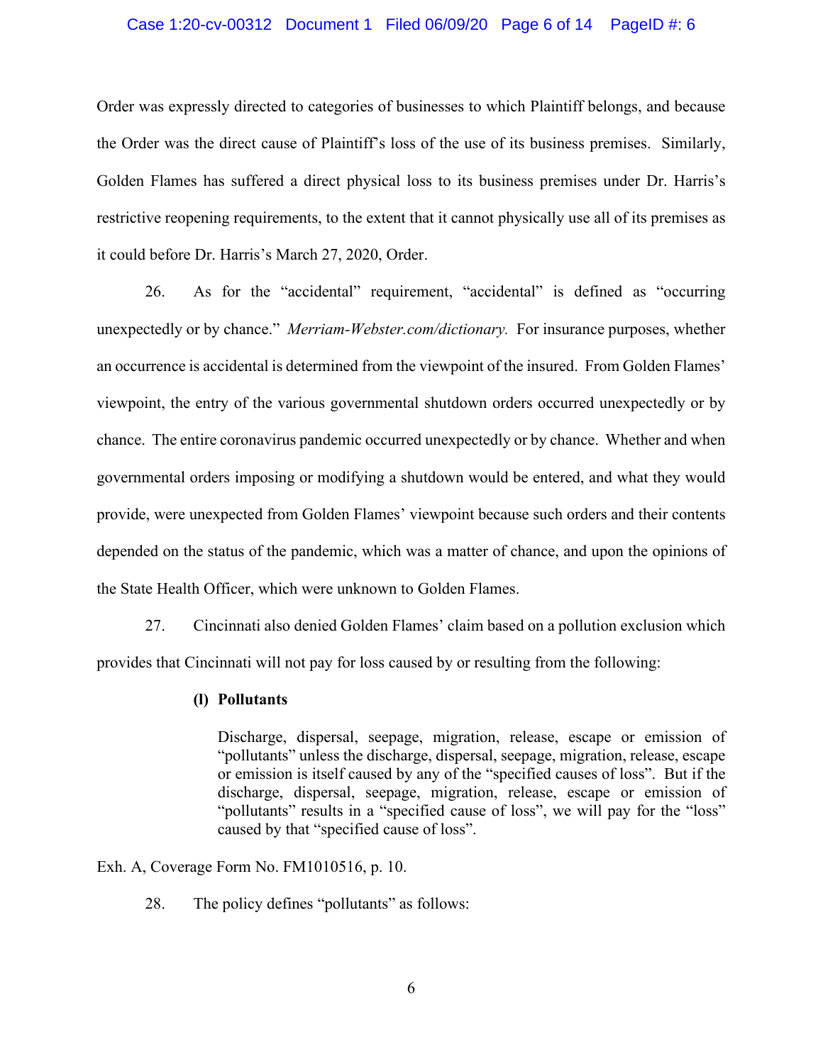Order was expressly directed to categories of businesses to which Plaintiff belongs, and because the Order was the direct cause of Plaintiff's loss of the use of its business premises. Similarly, Golden Flames has suffered a direct physical loss to its business premises under Dr. Harris's restrictive reopening requirements, to the extent that it cannot physically use all of its premises as it could before Dr. Harris's March 27, 2020, Order.

26. As for the "accidental" requirement, "accidental" is defined as "occurring unexpectedly or by chance." *Merriam-Webster.com/dictionary.* For insurance purposes, whether an occurrence is accidental is determined from the viewpoint of the insured. From Golden Flames' viewpoint, the entry of the various governmental shutdown orders occurred unexpectedly or by chance. The entire coronavirus pandemic occurred unexpectedly or by chance. Whether and when governmental orders imposing or modifying a shutdown would be entered, and what they would provide, were unexpected from Golden Flames' viewpoint because such orders and their contents depended on the status of the pandemic, which was a matter of chance, and upon the opinions of the State Health Officer, which were unknown to Golden Flames.

27. Cincinnati also denied Golden Flames' claim based on a pollution exclusion which provides that Cincinnati will not pay for loss caused by or resulting from the following:

> **(l) Pollutants**
>
> Discharge, dispersal, seepage, migration, release, escape or emission of "pollutants" unless the discharge, dispersal, seepage, migration, release, escape or emission is itself caused by any of the "specified causes of loss". But if the discharge, dispersal, seepage, migration, release, escape or emission of "pollutants" results in a "specified cause of loss", we will pay for the "loss" caused by that "specified cause of loss".

Exh. A, Coverage Form No. FM1010516, p. 10.

28. The policy defines "pollutants" as follows: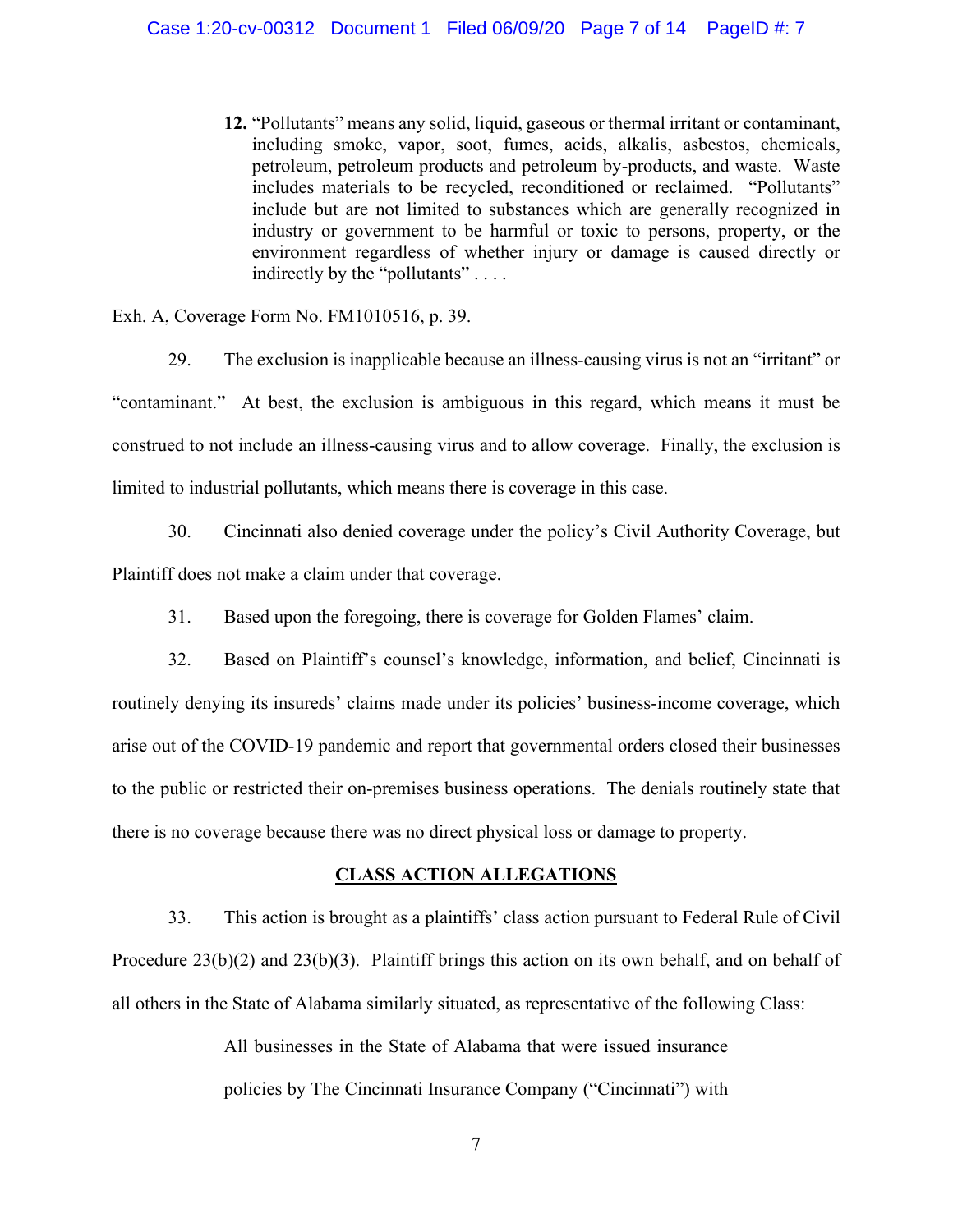> **12.** "Pollutants" means any solid, liquid, gaseous or thermal irritant or contaminant, including smoke, vapor, soot, fumes, acids, alkalis, asbestos, chemicals, petroleum, petroleum products and petroleum by-products, and waste. Waste includes materials to be recycled, reconditioned or reclaimed. "Pollutants" include but are not limited to substances which are generally recognized in industry or government to be harmful or toxic to persons, property, or the environment regardless of whether injury or damage is caused directly or indirectly by the "pollutants" . . . .

Exh. A, Coverage Form No. FM1010516, p. 39.

29. The exclusion is inapplicable because an illness-causing virus is not an "irritant" or "contaminant." At best, the exclusion is ambiguous in this regard, which means it must be construed to not include an illness-causing virus and to allow coverage. Finally, the exclusion is limited to industrial pollutants, which means there is coverage in this case.

30. Cincinnati also denied coverage under the policy's Civil Authority Coverage, but Plaintiff does not make a claim under that coverage.

31. Based upon the foregoing, there is coverage for Golden Flames' claim.

32. Based on Plaintiff's counsel's knowledge, information, and belief, Cincinnati is routinely denying its insureds' claims made under its policies' business-income coverage, which arise out of the COVID-19 pandemic and report that governmental orders closed their businesses to the public or restricted their on-premises business operations. The denials routinely state that there is no coverage because there was no direct physical loss or damage to property.

## CLASS ACTION ALLEGATIONS

33. This action is brought as a plaintiffs' class action pursuant to Federal Rule of Civil Procedure 23(b)(2) and 23(b)(3). Plaintiff brings this action on its own behalf, and on behalf of all others in the State of Alabama similarly situated, as representative of the following Class:

> All businesses in the State of Alabama that were issued insurance policies by The Cincinnati Insurance Company ("Cincinnati") with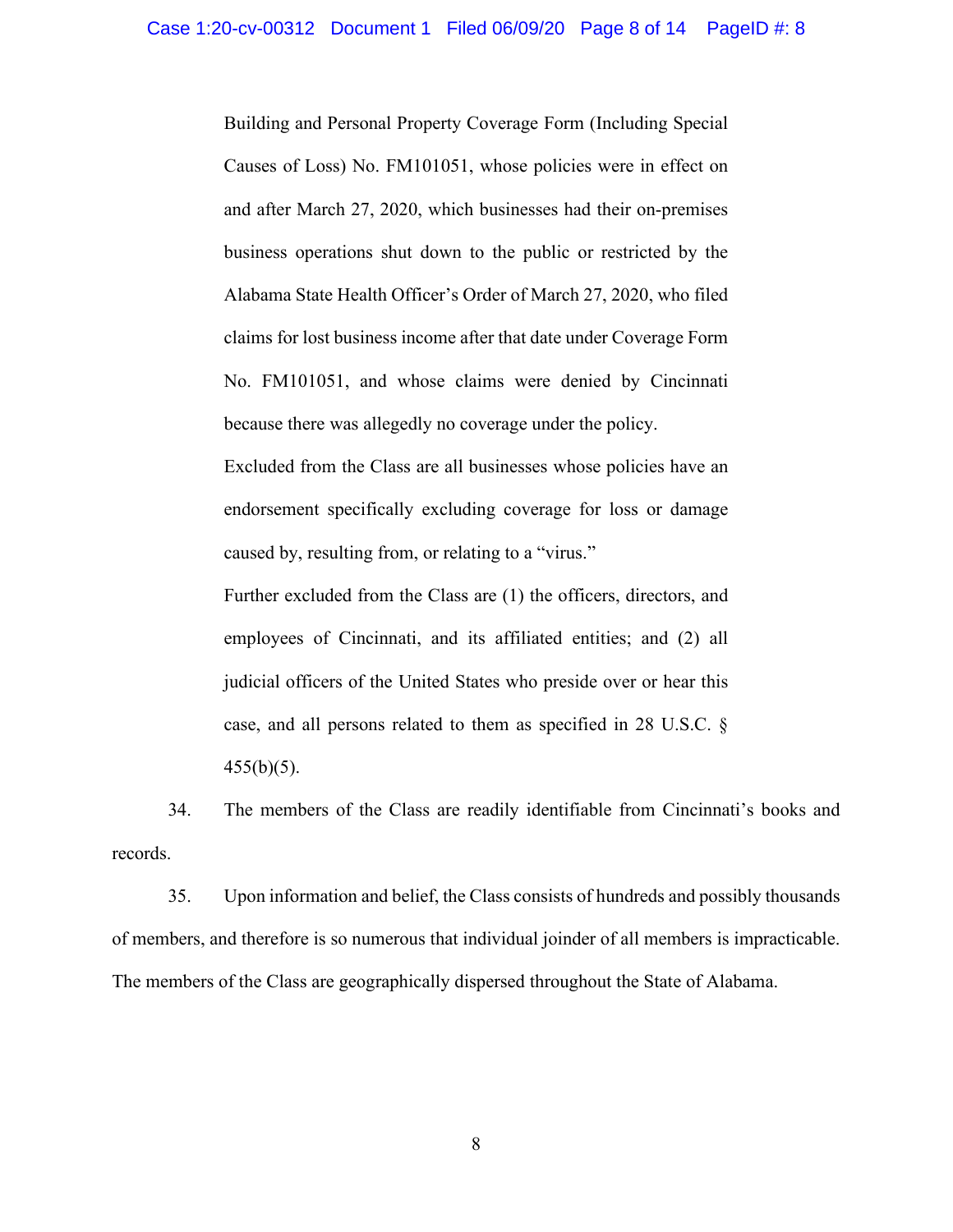Building and Personal Property Coverage Form (Including Special Causes of Loss) No. FM101051, whose policies were in effect on and after March 27, 2020, which businesses had their on-premises business operations shut down to the public or restricted by the Alabama State Health Officer's Order of March 27, 2020, who filed claims for lost business income after that date under Coverage Form No. FM101051, and whose claims were denied by Cincinnati because there was allegedly no coverage under the policy.

> Excluded from the Class are all businesses whose policies have an endorsement specifically excluding coverage for loss or damage caused by, resulting from, or relating to a "virus."
>
> Further excluded from the Class are (1) the officers, directors, and employees of Cincinnati, and its affiliated entities; and (2) all judicial officers of the United States who preside over or hear this case, and all persons related to them as specified in 28 U.S.C. § 455(b)(5).

34. The members of the Class are readily identifiable from Cincinnati's books and records.

35. Upon information and belief, the Class consists of hundreds and possibly thousands of members, and therefore is so numerous that individual joinder of all members is impracticable. The members of the Class are geographically dispersed throughout the State of Alabama.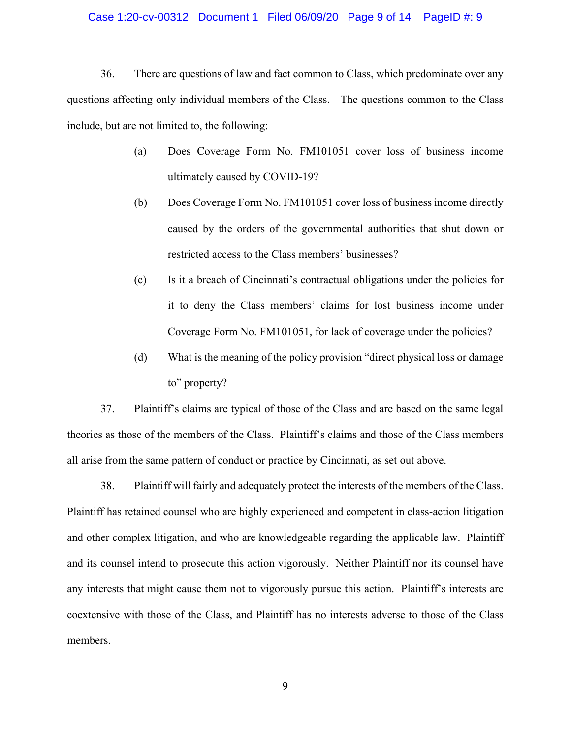36. There are questions of law and fact common to Class, which predominate over any questions affecting only individual members of the Class. The questions common to the Class include, but are not limited to, the following:

(a) Does Coverage Form No. FM101051 cover loss of business income ultimately caused by COVID-19?

(b) Does Coverage Form No. FM101051 cover loss of business income directly caused by the orders of the governmental authorities that shut down or restricted access to the Class members' businesses?

(c) Is it a breach of Cincinnati's contractual obligations under the policies for it to deny the Class members' claims for lost business income under Coverage Form No. FM101051, for lack of coverage under the policies?

(d) What is the meaning of the policy provision "direct physical loss or damage to" property?

37. Plaintiff's claims are typical of those of the Class and are based on the same legal theories as those of the members of the Class. Plaintiff's claims and those of the Class members all arise from the same pattern of conduct or practice by Cincinnati, as set out above.

38. Plaintiff will fairly and adequately protect the interests of the members of the Class. Plaintiff has retained counsel who are highly experienced and competent in class-action litigation and other complex litigation, and who are knowledgeable regarding the applicable law. Plaintiff and its counsel intend to prosecute this action vigorously. Neither Plaintiff nor its counsel have any interests that might cause them not to vigorously pursue this action. Plaintiff's interests are coextensive with those of the Class, and Plaintiff has no interests adverse to those of the Class members.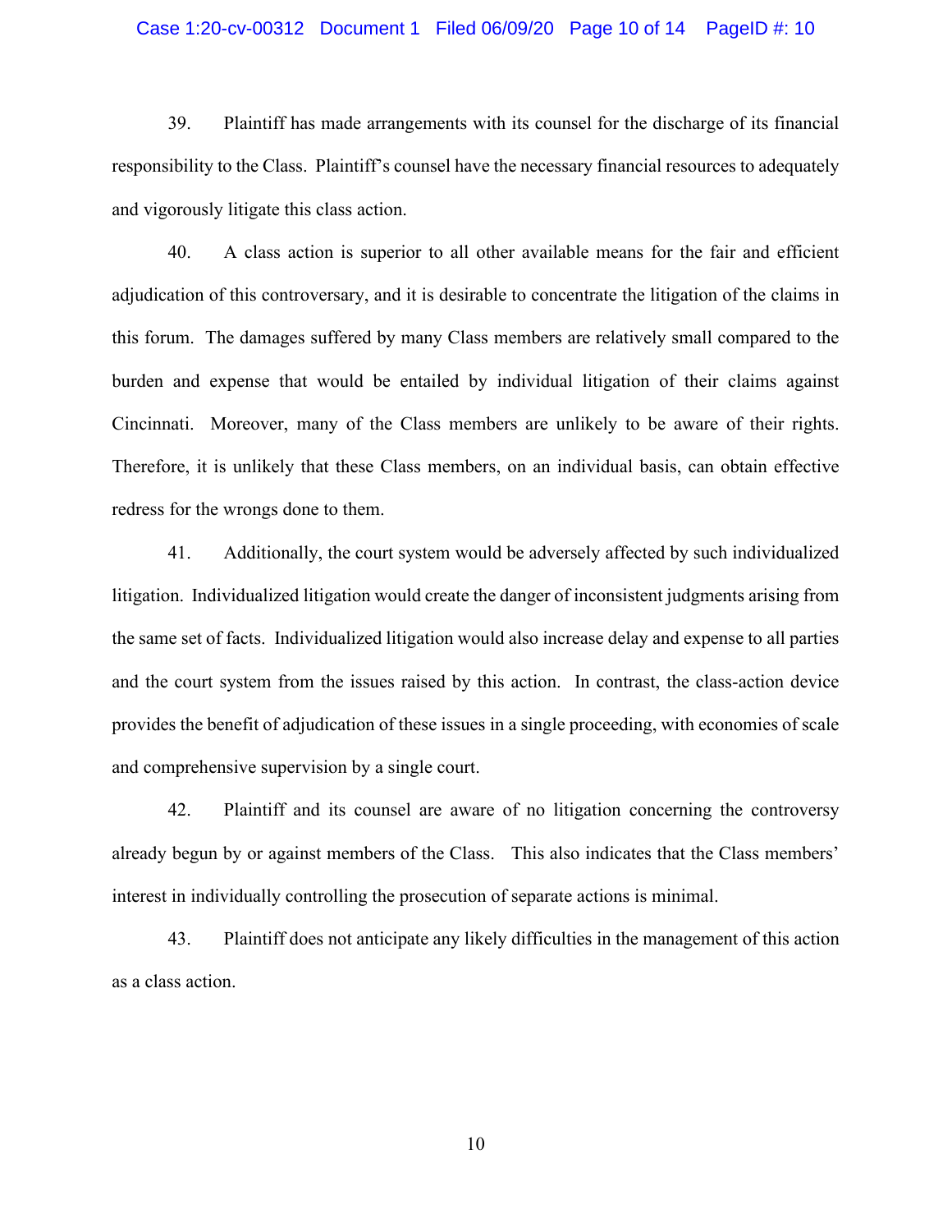39. Plaintiff has made arrangements with its counsel for the discharge of its financial responsibility to the Class. Plaintiff's counsel have the necessary financial resources to adequately and vigorously litigate this class action.

40. A class action is superior to all other available means for the fair and efficient adjudication of this controversary, and it is desirable to concentrate the litigation of the claims in this forum. The damages suffered by many Class members are relatively small compared to the burden and expense that would be entailed by individual litigation of their claims against Cincinnati. Moreover, many of the Class members are unlikely to be aware of their rights. Therefore, it is unlikely that these Class members, on an individual basis, can obtain effective redress for the wrongs done to them.

41. Additionally, the court system would be adversely affected by such individualized litigation. Individualized litigation would create the danger of inconsistent judgments arising from the same set of facts. Individualized litigation would also increase delay and expense to all parties and the court system from the issues raised by this action. In contrast, the class-action device provides the benefit of adjudication of these issues in a single proceeding, with economies of scale and comprehensive supervision by a single court.

42. Plaintiff and its counsel are aware of no litigation concerning the controversy already begun by or against members of the Class. This also indicates that the Class members' interest in individually controlling the prosecution of separate actions is minimal.

43. Plaintiff does not anticipate any likely difficulties in the management of this action as a class action.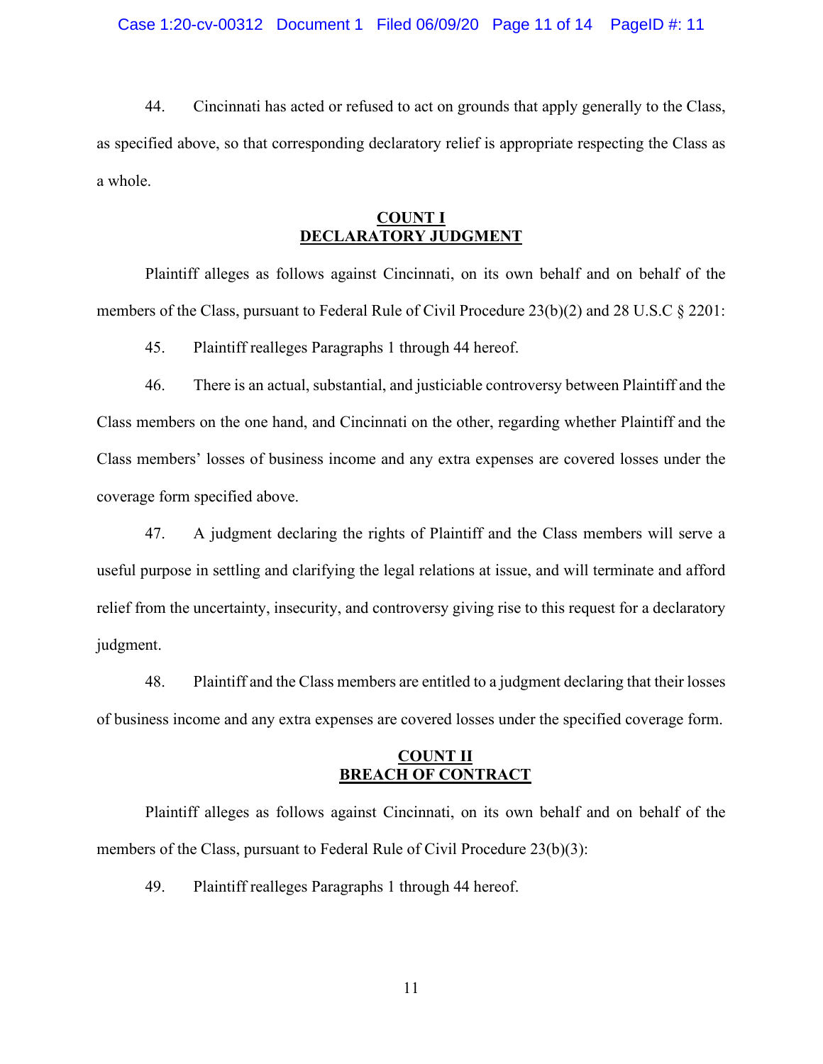44. Cincinnati has acted or refused to act on grounds that apply generally to the Class, as specified above, so that corresponding declaratory relief is appropriate respecting the Class as a whole.

## COUNT I
## DECLARATORY JUDGMENT

Plaintiff alleges as follows against Cincinnati, on its own behalf and on behalf of the members of the Class, pursuant to Federal Rule of Civil Procedure 23(b)(2) and 28 U.S.C § 2201:

45. Plaintiff realleges Paragraphs 1 through 44 hereof.

46. There is an actual, substantial, and justiciable controversy between Plaintiff and the Class members on the one hand, and Cincinnati on the other, regarding whether Plaintiff and the Class members' losses of business income and any extra expenses are covered losses under the coverage form specified above.

47. A judgment declaring the rights of Plaintiff and the Class members will serve a useful purpose in settling and clarifying the legal relations at issue, and will terminate and afford relief from the uncertainty, insecurity, and controversy giving rise to this request for a declaratory judgment.

48. Plaintiff and the Class members are entitled to a judgment declaring that their losses of business income and any extra expenses are covered losses under the specified coverage form.

## COUNT II
## BREACH OF CONTRACT

Plaintiff alleges as follows against Cincinnati, on its own behalf and on behalf of the members of the Class, pursuant to Federal Rule of Civil Procedure 23(b)(3):

49. Plaintiff realleges Paragraphs 1 through 44 hereof.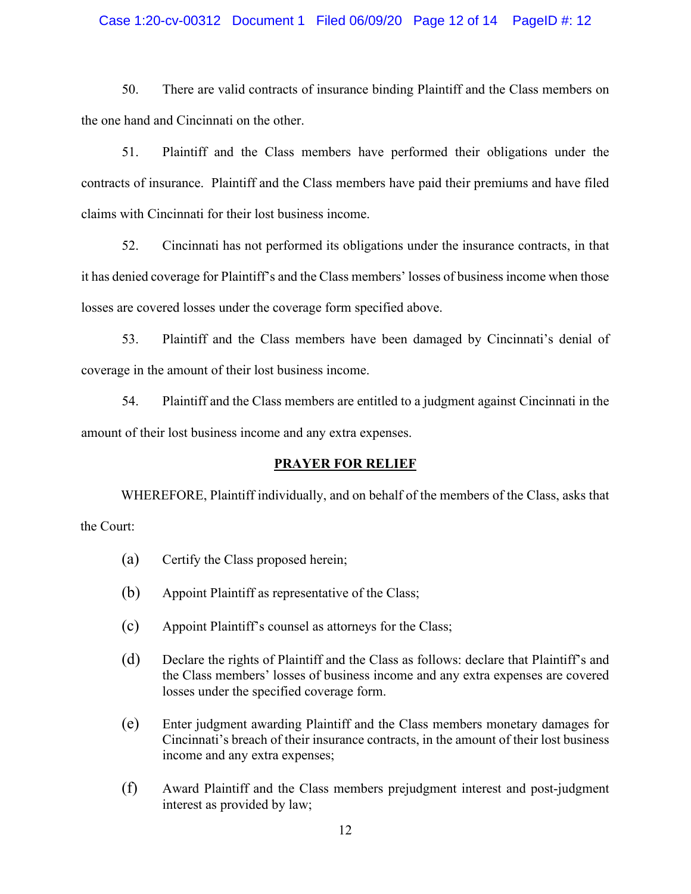50. There are valid contracts of insurance binding Plaintiff and the Class members on the one hand and Cincinnati on the other.

51. Plaintiff and the Class members have performed their obligations under the contracts of insurance. Plaintiff and the Class members have paid their premiums and have filed claims with Cincinnati for their lost business income.

52. Cincinnati has not performed its obligations under the insurance contracts, in that it has denied coverage for Plaintiff's and the Class members' losses of business income when those losses are covered losses under the coverage form specified above.

53. Plaintiff and the Class members have been damaged by Cincinnati's denial of coverage in the amount of their lost business income.

54. Plaintiff and the Class members are entitled to a judgment against Cincinnati in the amount of their lost business income and any extra expenses.

## PRAYER FOR RELIEF

WHEREFORE, Plaintiff individually, and on behalf of the members of the Class, asks that the Court:

(a) Certify the Class proposed herein;

(b) Appoint Plaintiff as representative of the Class;

(c) Appoint Plaintiff's counsel as attorneys for the Class;

(d) Declare the rights of Plaintiff and the Class as follows: declare that Plaintiff's and the Class members' losses of business income and any extra expenses are covered losses under the specified coverage form.

(e) Enter judgment awarding Plaintiff and the Class members monetary damages for Cincinnati's breach of their insurance contracts, in the amount of their lost business income and any extra expenses;

(f) Award Plaintiff and the Class members prejudgment interest and post-judgment interest as provided by law;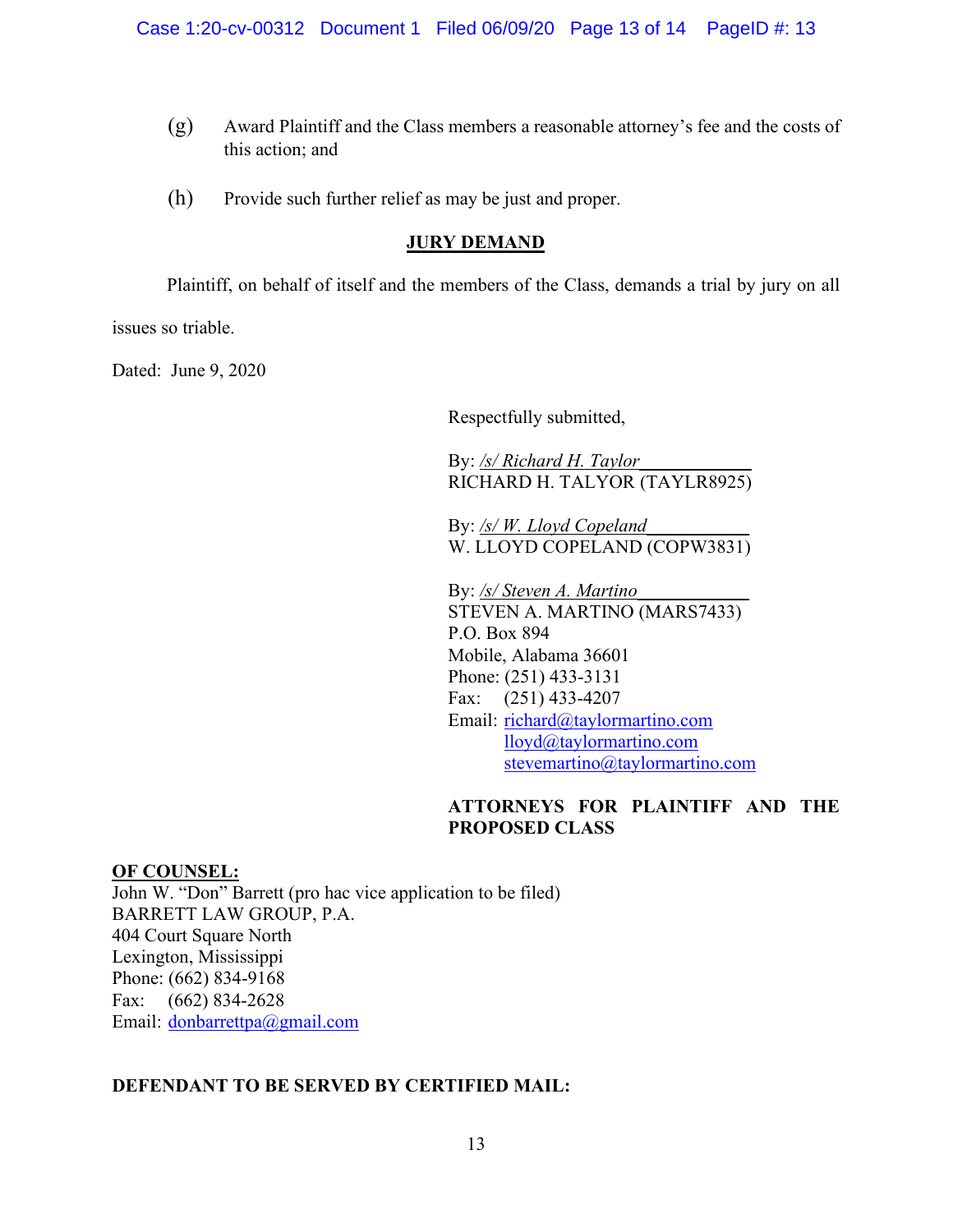(g) Award Plaintiff and the Class members a reasonable attorney's fee and the costs of this action; and

(h) Provide such further relief as may be just and proper.

**JURY DEMAND**

Plaintiff, on behalf of itself and the members of the Class, demands a trial by jury on all issues so triable.

Dated: June 9, 2020

Respectfully submitted,

By: */s/ Richard H. Taylor*\_\_\_\_\_\_\_\_\_\_\_\_
RICHARD H. TALYOR (TAYLR8925)

By: */s/ W. Lloyd Copeland*\_\_\_\_\_\_\_\_\_\_\_
W. LLOYD COPELAND (COPW3831)

By: */s/ Steven A. Martino*\_\_\_\_\_\_\_\_\_\_\_\_
STEVEN A. MARTINO (MARS7433)
P.O. Box 894
Mobile, Alabama 36601
Phone: (251) 433-3131
Fax: (251) 433-4207
Email: richard@taylormartino.com
lloyd@taylormartino.com
stevemartino@taylormartino.com

**ATTORNEYS FOR PLAINTIFF AND THE PROPOSED CLASS**

**OF COUNSEL:**
John W. "Don" Barrett (pro hac vice application to be filed)
BARRETT LAW GROUP, P.A.
404 Court Square North
Lexington, Mississippi
Phone: (662) 834-9168
Fax: (662) 834-2628
Email: donbarrettpa@gmail.com

**DEFENDANT TO BE SERVED BY CERTIFIED MAIL:**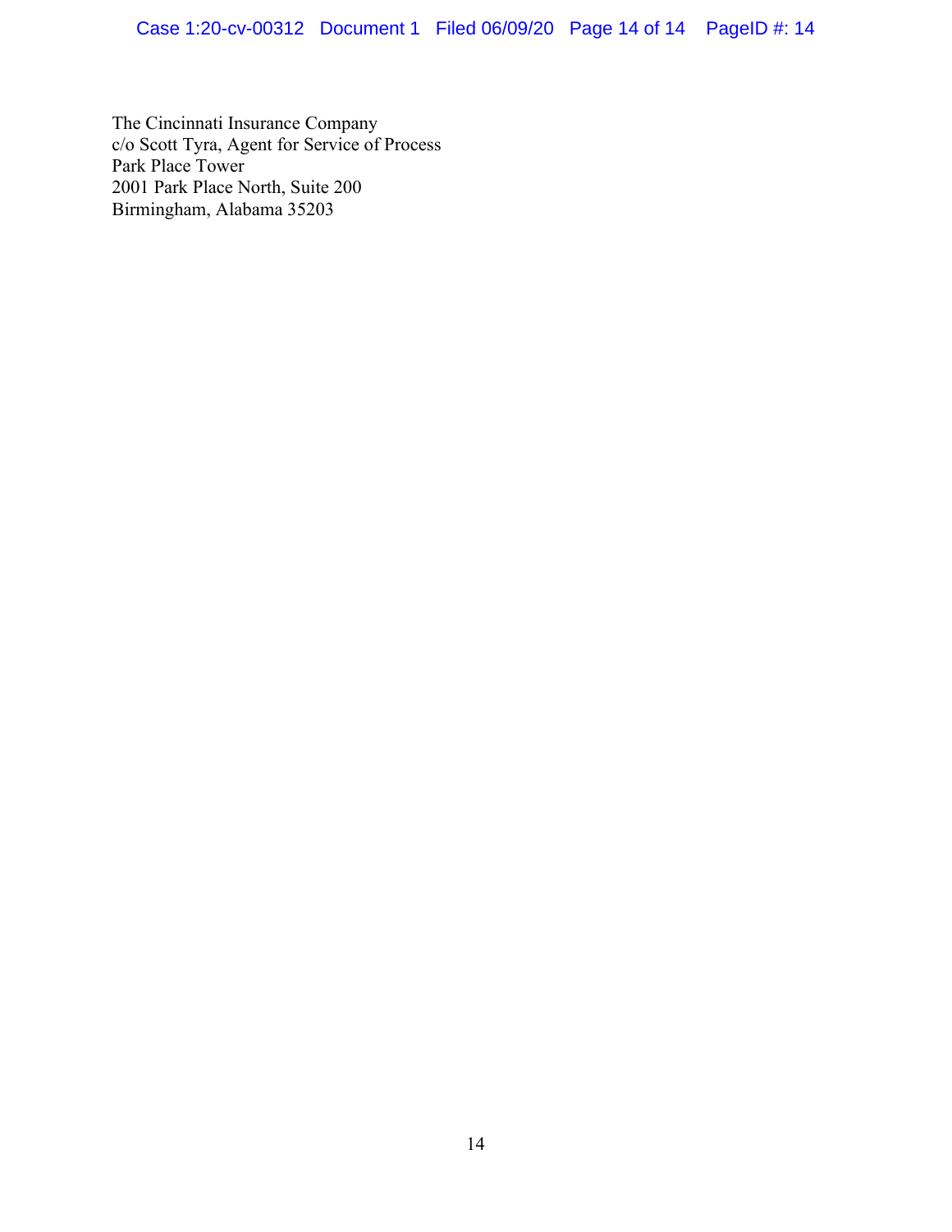The Cincinnati Insurance Company
c/o Scott Tyra, Agent for Service of Process
Park Place Tower
2001 Park Place North, Suite 200
Birmingham, Alabama 35203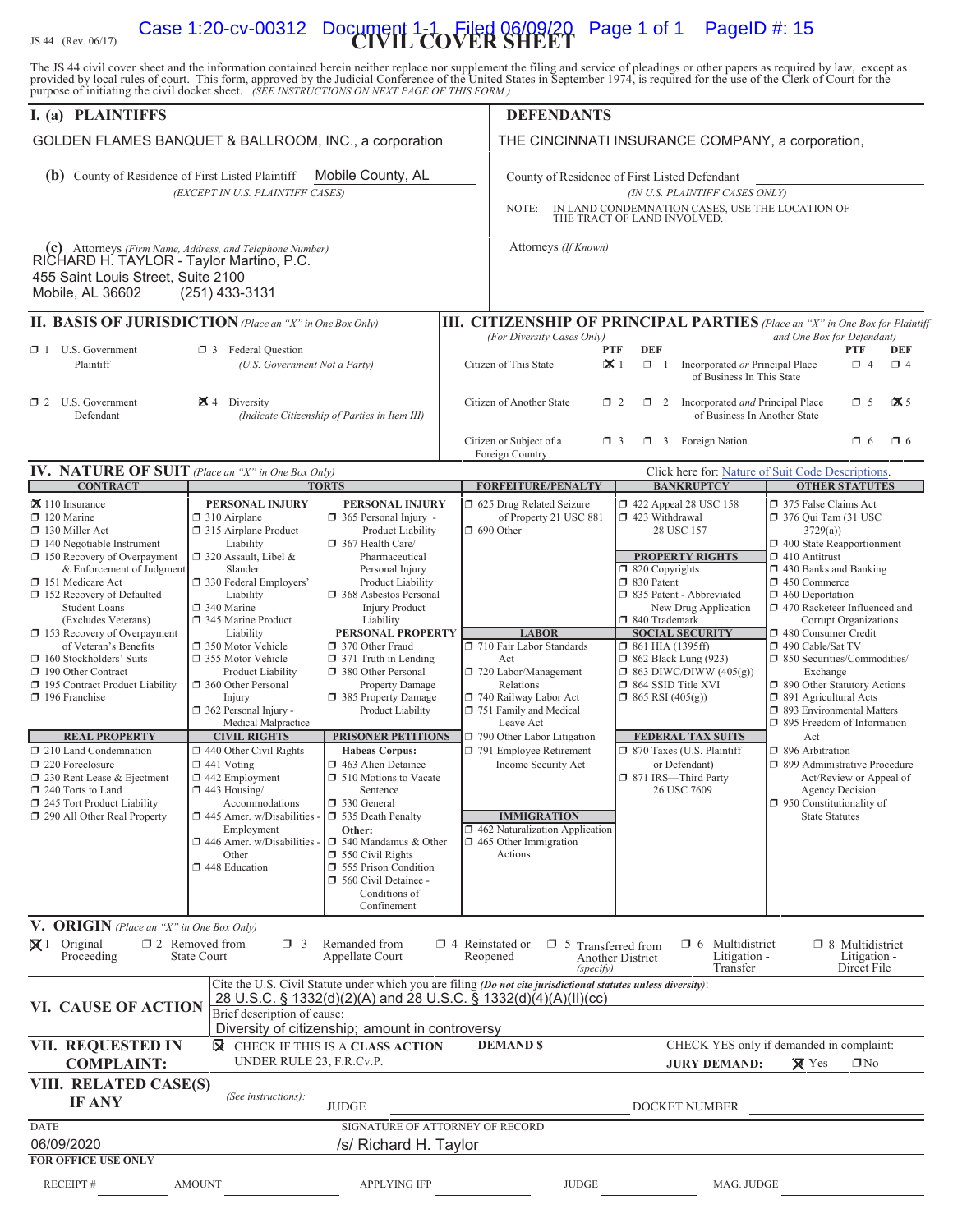JS 44 (Rev. 06/17)

# CIVIL COVER SHEET

The JS 44 civil cover sheet and the information contained herein neither replace nor supplement the filing and service of pleadings or other papers as required by law, except as provided by local rules of court. This form, approved by the Judicial Conference of the United States in September 1974, is required for the use of the Clerk of Court for the purpose of initiating the civil docket sheet. *(SEE INSTRUCTIONS ON NEXT PAGE OF THIS FORM.)*

## I. (a) PLAINTIFFS

GOLDEN FLAMES BANQUET & BALLROOM, INC., a corporation

**(b)** County of Residence of First Listed Plaintiff: Mobile County, AL
*(EXCEPT IN U.S. PLAINTIFF CASES)*

**(c)** Attorneys *(Firm Name, Address, and Telephone Number)*
RICHARD H. TAYLOR - Taylor Martino, P.C.
455 Saint Louis Street, Suite 2100
Mobile, AL 36602 (251) 433-3131

## DEFENDANTS

THE CINCINNATI INSURANCE COMPANY, a corporation,

County of Residence of First Listed Defendant
*(IN U.S. PLAINTIFF CASES ONLY)*

NOTE: IN LAND CONDEMNATION CASES, USE THE LOCATION OF THE TRACT OF LAND INVOLVED.

Attorneys *(If Known)*

## II. BASIS OF JURISDICTION *(Place an "X" in One Box Only)*

- ☐ 1 U.S. Government Plaintiff
- ☐ 3 Federal Question *(U.S. Government Not a Party)*
- ☐ 2 U.S. Government Defendant
- ☒ 4 Diversity *(Indicate Citizenship of Parties in Item III)*

## III. CITIZENSHIP OF PRINCIPAL PARTIES *(Place an "X" in One Box for Plaintiff and One Box for Defendant)*
*(For Diversity Cases Only)*

| | PTF | DEF | | PTF | DEF |
|---|---|---|---|---|---|
| Citizen of This State | ☒ 1 | ☐ 1 | Incorporated *or* Principal Place of Business In This State | ☐ 4 | ☐ 4 |
| Citizen of Another State | ☐ 2 | ☐ 2 | Incorporated *and* Principal Place of Business In Another State | ☐ 5 | ☒ 5 |
| Citizen or Subject of a Foreign Country | ☐ 3 | ☐ 3 | Foreign Nation | ☐ 6 | ☐ 6 |

## IV. NATURE OF SUIT *(Place an "X" in One Box Only)*

Click here for: Nature of Suit Code Descriptions.

**CONTRACT**
- ☒ 110 Insurance
- ☐ 120 Marine
- ☐ 130 Miller Act
- ☐ 140 Negotiable Instrument
- ☐ 150 Recovery of Overpayment & Enforcement of Judgment
- ☐ 151 Medicare Act
- ☐ 152 Recovery of Defaulted Student Loans (Excludes Veterans)
- ☐ 153 Recovery of Overpayment of Veteran's Benefits
- ☐ 160 Stockholders' Suits
- ☐ 190 Other Contract
- ☐ 195 Contract Product Liability
- ☐ 196 Franchise

**REAL PROPERTY**
- ☐ 210 Land Condemnation
- ☐ 220 Foreclosure
- ☐ 230 Rent Lease & Ejectment
- ☐ 240 Torts to Land
- ☐ 245 Tort Product Liability
- ☐ 290 All Other Real Property

**TORTS — PERSONAL INJURY**
- ☐ 310 Airplane
- ☐ 315 Airplane Product Liability
- ☐ 320 Assault, Libel & Slander
- ☐ 330 Federal Employers' Liability
- ☐ 340 Marine
- ☐ 345 Marine Product Liability
- ☐ 350 Motor Vehicle
- ☐ 355 Motor Vehicle Product Liability
- ☐ 360 Other Personal Injury
- ☐ 362 Personal Injury - Medical Malpractice

**PERSONAL INJURY**
- ☐ 365 Personal Injury - Product Liability
- ☐ 367 Health Care/ Pharmaceutical Personal Injury Product Liability
- ☐ 368 Asbestos Personal Injury Product Liability

**PERSONAL PROPERTY**
- ☐ 370 Other Fraud
- ☐ 371 Truth in Lending
- ☐ 380 Other Personal Property Damage
- ☐ 385 Property Damage Product Liability

**CIVIL RIGHTS**
- ☐ 440 Other Civil Rights
- ☐ 441 Voting
- ☐ 442 Employment
- ☐ 443 Housing/ Accommodations
- ☐ 445 Amer. w/Disabilities - Employment
- ☐ 446 Amer. w/Disabilities - Other
- ☐ 448 Education

**PRISONER PETITIONS**
Habeas Corpus:
- ☐ 463 Alien Detainee
- ☐ 510 Motions to Vacate Sentence
- ☐ 530 General
- ☐ 535 Death Penalty

Other:
- ☐ 540 Mandamus & Other
- ☐ 550 Civil Rights
- ☐ 555 Prison Condition
- ☐ 560 Civil Detainee - Conditions of Confinement

**FORFEITURE/PENALTY**
- ☐ 625 Drug Related Seizure of Property 21 USC 881
- ☐ 690 Other

**LABOR**
- ☐ 710 Fair Labor Standards Act
- ☐ 720 Labor/Management Relations
- ☐ 740 Railway Labor Act
- ☐ 751 Family and Medical Leave Act
- ☐ 790 Other Labor Litigation
- ☐ 791 Employee Retirement Income Security Act

**IMMIGRATION**
- ☐ 462 Naturalization Application
- ☐ 465 Other Immigration Actions

**BANKRUPTCY**
- ☐ 422 Appeal 28 USC 158
- ☐ 423 Withdrawal 28 USC 157

**PROPERTY RIGHTS**
- ☐ 820 Copyrights
- ☐ 830 Patent
- ☐ 835 Patent - Abbreviated New Drug Application
- ☐ 840 Trademark

**SOCIAL SECURITY**
- ☐ 861 HIA (1395ff)
- ☐ 862 Black Lung (923)
- ☐ 863 DIWC/DIWW (405(g))
- ☐ 864 SSID Title XVI
- ☐ 865 RSI (405(g))

**FEDERAL TAX SUITS**
- ☐ 870 Taxes (U.S. Plaintiff or Defendant)
- ☐ 871 IRS—Third Party 26 USC 7609

**OTHER STATUTES**
- ☐ 375 False Claims Act
- ☐ 376 Qui Tam (31 USC 3729(a))
- ☐ 400 State Reapportionment
- ☐ 410 Antitrust
- ☐ 430 Banks and Banking
- ☐ 450 Commerce
- ☐ 460 Deportation
- ☐ 470 Racketeer Influenced and Corrupt Organizations
- ☐ 480 Consumer Credit
- ☐ 490 Cable/Sat TV
- ☐ 850 Securities/Commodities/ Exchange
- ☐ 890 Other Statutory Actions
- ☐ 891 Agricultural Acts
- ☐ 893 Environmental Matters
- ☐ 895 Freedom of Information Act
- ☐ 896 Arbitration
- ☐ 899 Administrative Procedure Act/Review or Appeal of Agency Decision
- ☐ 950 Constitutionality of State Statutes

## V. ORIGIN *(Place an "X" in One Box Only)*

- ☒ 1 Original Proceeding
- ☐ 2 Removed from State Court
- ☐ 3 Remanded from Appellate Court
- ☐ 4 Reinstated or Reopened
- ☐ 5 Transferred from Another District *(specify)*
- ☐ 6 Multidistrict Litigation - Transfer
- ☐ 8 Multidistrict Litigation - Direct File

## VI. CAUSE OF ACTION

Cite the U.S. Civil Statute under which you are filing *(Do not cite jurisdictional statutes unless diversity)*:
28 U.S.C. § 1332(d)(2)(A) and 28 U.S.C. § 1332(d)(4)(A)(II)(cc)

Brief description of cause:
Diversity of citizenship; amount in controversy

## VII. REQUESTED IN COMPLAINT:

☒ CHECK IF THIS IS A **CLASS ACTION** UNDER RULE 23, F.R.Cv.P.

**DEMAND $**

CHECK YES only if demanded in complaint:
**JURY DEMAND:** ☒ Yes ☐ No

## VIII. RELATED CASE(S) IF ANY

*(See instructions)*: JUDGE DOCKET NUMBER

DATE: 06/09/2020

SIGNATURE OF ATTORNEY OF RECORD: /s/ Richard H. Taylor

**FOR OFFICE USE ONLY**

RECEIPT # AMOUNT APPLYING IFP JUDGE MAG. JUDGE